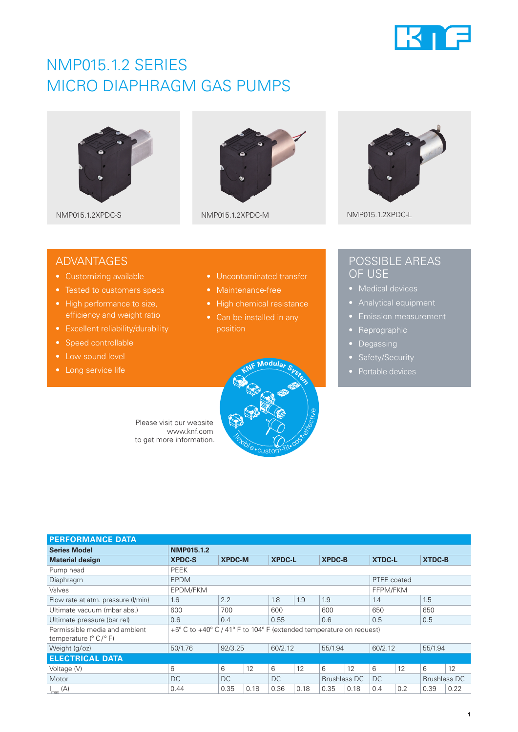# NMP015.1.2 SERIES
# MICRO DIAPHRAGM GAS PUMPS

NMP015.1.2XPDC-S

NMP015.1.2XPDC-M

NMP015.1.2XPDC-L

## ADVANTAGES

- Customizing available
- Tested to customers specs
- High performance to size, efficiency and weight ratio
- Excellent reliability/durability
- Speed controllable
- Low sound level
- Long service life
- Uncontaminated transfer
- Maintenance-free
- High chemical resistance
- Can be installed in any position

## POSSIBLE AREAS OF USE

- Medical devices
- Analytical equipment
- Emission measurement
- Reprographic
- Degassing
- Safety/Security
- Portable devices

Please visit our website www.knf.com to get more information.

| PERFORMANCE DATA | | | | | | | | | | | |
|---|---|---|---|---|---|---|---|---|---|---|---|
| **Series Model** | **NMP015.1.2** | | | | | | | | | | |
| **Material design** | **XPDC-S** | **XPDC-M** | | **XPDC-L** | | **XPDC-B** | | **XTDC-L** | | **XTDC-B** | |
| Pump head | PEEK | | | | | | | | | | |
| Diaphragm | EPDM | | | | | | | PTFE coated | | | |
| Valves | EPDM/FKM | | | | | | | FFPM/FKM | | | |
| Flow rate at atm. pressure (l/min) | 1.6 | 2.2 | | 1.8 | 1.9 | 1.9 | | 1.4 | | 1.5 | |
| Ultimate vacuum (mbar abs.) | 600 | 700 | | 600 | | 600 | | 650 | | 650 | |
| Ultimate pressure (bar rel) | 0.6 | 0.4 | | 0.55 | | 0.6 | | 0.5 | | 0.5 | |
| Permissible media and ambient temperature (° C/° F) | +5° C to +40° C / 41° F to 104° F (extended temperature on request) | | | | | | | | | | |
| Weight (g/oz) | 50/1.76 | 92/3.25 | | 60/2.12 | | 55/1.94 | | 60/2.12 | | 55/1.94 | |
| **ELECTRICAL DATA** | | | | | | | | | | | |
| Voltage (V) | 6 | 6 | 12 | 6 | 12 | 6 | 12 | 6 | 12 | 6 | 12 |
| Motor | DC | DC | | DC | | Brushless DC | | DC | | Brushless DC | |
| $I_{max}$ (A) | 0.44 | 0.35 | 0.18 | 0.36 | 0.18 | 0.35 | 0.18 | 0.4 | 0.2 | 0.39 | 0.22 |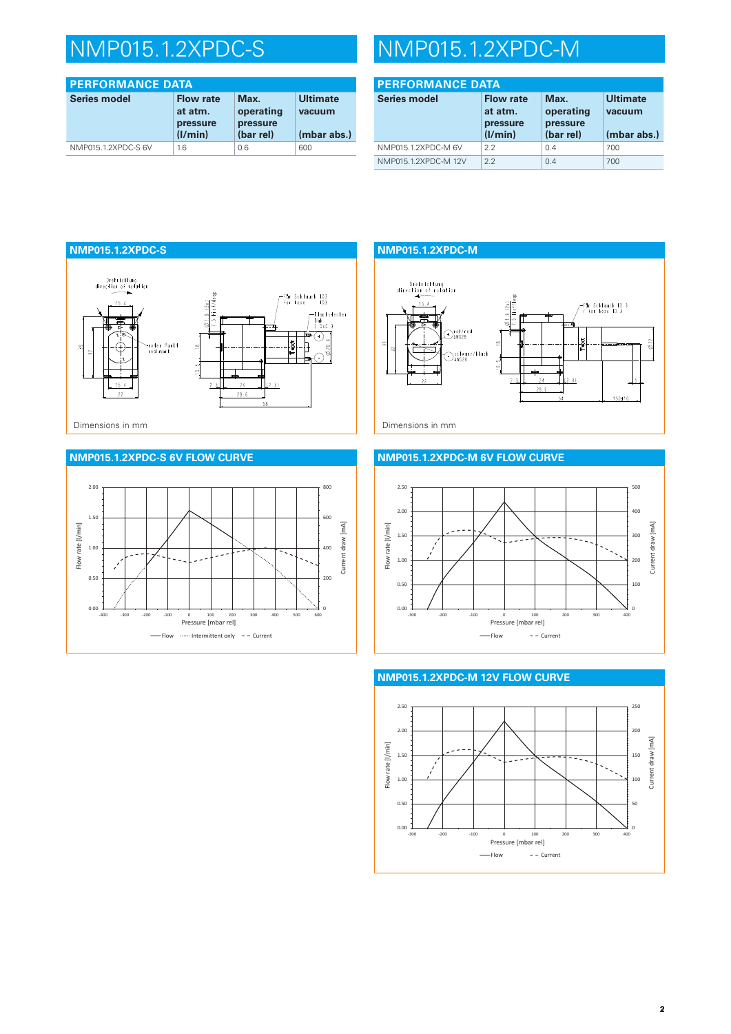# NMP015.1.2XPDC-S

## PERFORMANCE DATA

| Series model | Flow rate at atm. pressure (l/min) | Max. operating pressure (bar rel) | Ultimate vacuum (mbar abs.) |
|---|---|---|---|
| NMP015.1.2XPDC-S 6V | 1.6 | 0.6 | 600 |

# NMP015.1.2XPDC-M

## PERFORMANCE DATA

| Series model | Flow rate at atm. pressure (l/min) | Max. operating pressure (bar rel) | Ultimate vacuum (mbar abs.) |
|---|---|---|---|
| NMP015.1.2XPDC-M 6V | 2.2 | 0.4 | 700 |
| NMP015.1.2XPDC-M 12V | 2.2 | 0.4 | 700 |

## NMP015.1.2XPDC-S

Dimensions in mm

## NMP015.1.2XPDC-M

Dimensions in mm

## NMP015.1.2XPDC-S 6V FLOW CURVE

Flow rate [l/min] / Current draw [mA] vs. Pressure [mbar rel]

— Flow ······ Intermittent only - - Current

## NMP015.1.2XPDC-M 6V FLOW CURVE

Flow rate [l/min] / Current draw [mA] vs. Pressure [mbar rel]

— Flow - - Current

## NMP015.1.2XPDC-M 12V FLOW CURVE

Flow rate [l/min] / Current draw [mA] vs. Pressure [mbar rel]

— Flow - - Current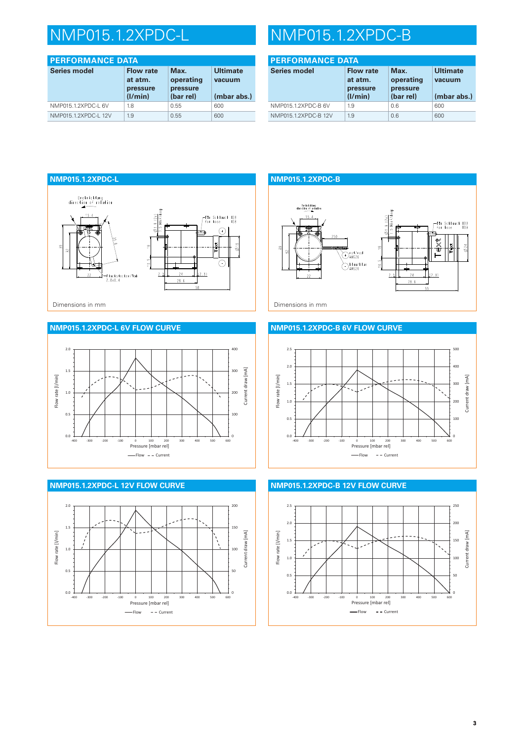# NMP015.1.2XPDC-L

## PERFORMANCE DATA

| Series model | Flow rate at atm. pressure (l/min) | Max. operating pressure (bar rel) | Ultimate vacuum (mbar abs.) |
|---|---|---|---|
| NMP015.1.2XPDC-L 6V | 1.8 | 0.55 | 600 |
| NMP015.1.2XPDC-L 12V | 1.9 | 0.55 | 600 |

## NMP015.1.2XPDC-L

Dimensions in mm

## NMP015.1.2XPDC-L 6V FLOW CURVE

## NMP015.1.2XPDC-L 12V FLOW CURVE

# NMP015.1.2XPDC-B

## PERFORMANCE DATA

| Series model | Flow rate at atm. pressure (l/min) | Max. operating pressure (bar rel) | Ultimate vacuum (mbar abs.) |
|---|---|---|---|
| NMP015.1.2XPDC-B 6V | 1.9 | 0.6 | 600 |
| NMP015.1.2XPDC-B 12V | 1.9 | 0.6 | 600 |

## NMP015.1.2XPDC-B

Dimensions in mm

## NMP015.1.2XPDC-B 6V FLOW CURVE

## NMP015.1.2XPDC-B 12V FLOW CURVE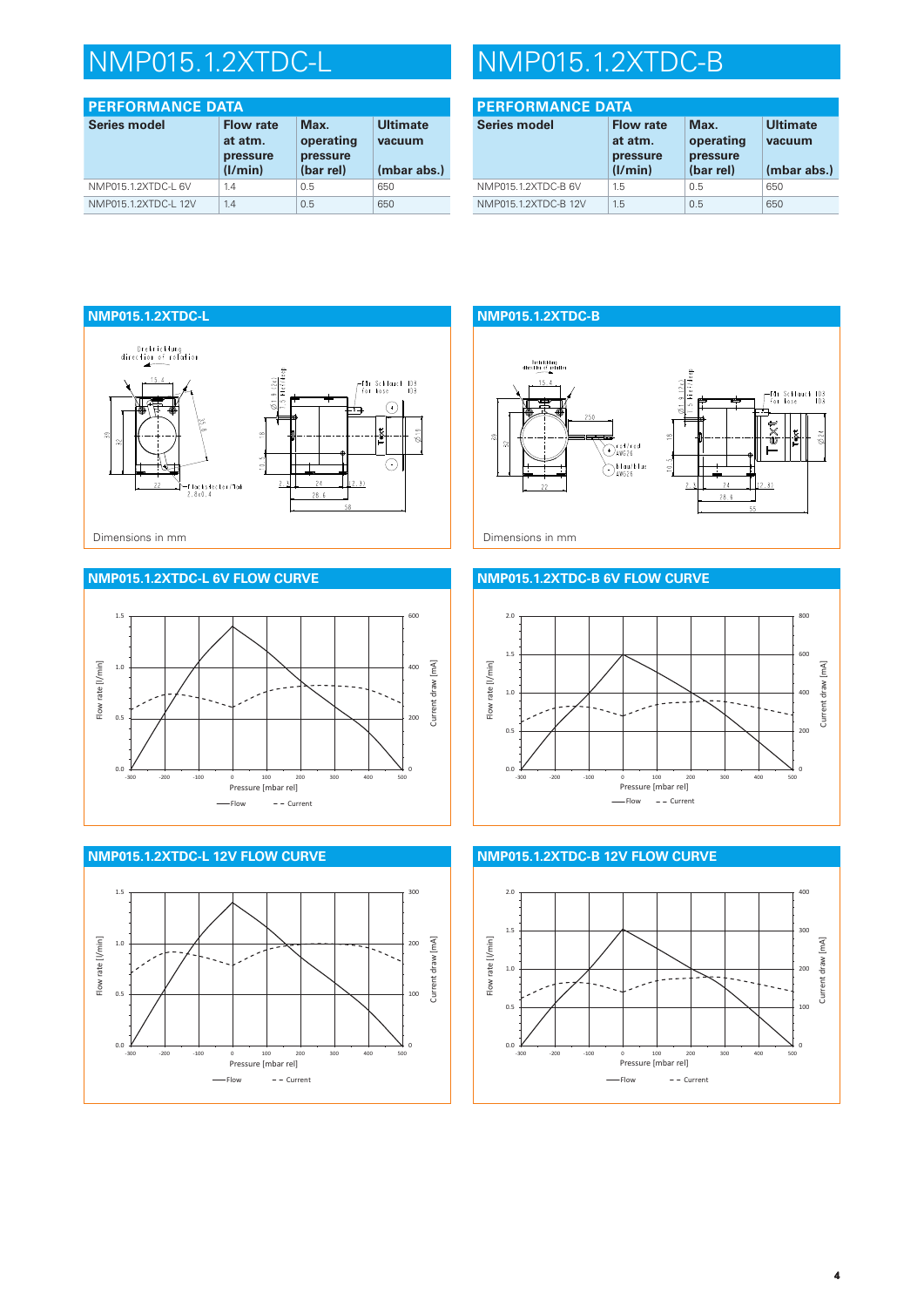# NMP015.1.2XTDC-L

## PERFORMANCE DATA

| Series model | Flow rate at atm. pressure (l/min) | Max. operating pressure (bar rel) | Ultimate vacuum (mbar abs.) |
|---|---|---|---|
| NMP015.1.2XTDC-L 6V | 1.4 | 0.5 | 650 |
| NMP015.1.2XTDC-L 12V | 1.4 | 0.5 | 650 |

## NMP015.1.2XTDC-L

Dimensions in mm

## NMP015.1.2XTDC-L 6V FLOW CURVE

## NMP015.1.2XTDC-L 12V FLOW CURVE

# NMP015.1.2XTDC-B

## PERFORMANCE DATA

| Series model | Flow rate at atm. pressure (l/min) | Max. operating pressure (bar rel) | Ultimate vacuum (mbar abs.) |
|---|---|---|---|
| NMP015.1.2XTDC-B 6V | 1.5 | 0.5 | 650 |
| NMP015.1.2XTDC-B 12V | 1.5 | 0.5 | 650 |

## NMP015.1.2XTDC-B

Dimensions in mm

## NMP015.1.2XTDC-B 6V FLOW CURVE

## NMP015.1.2XTDC-B 12V FLOW CURVE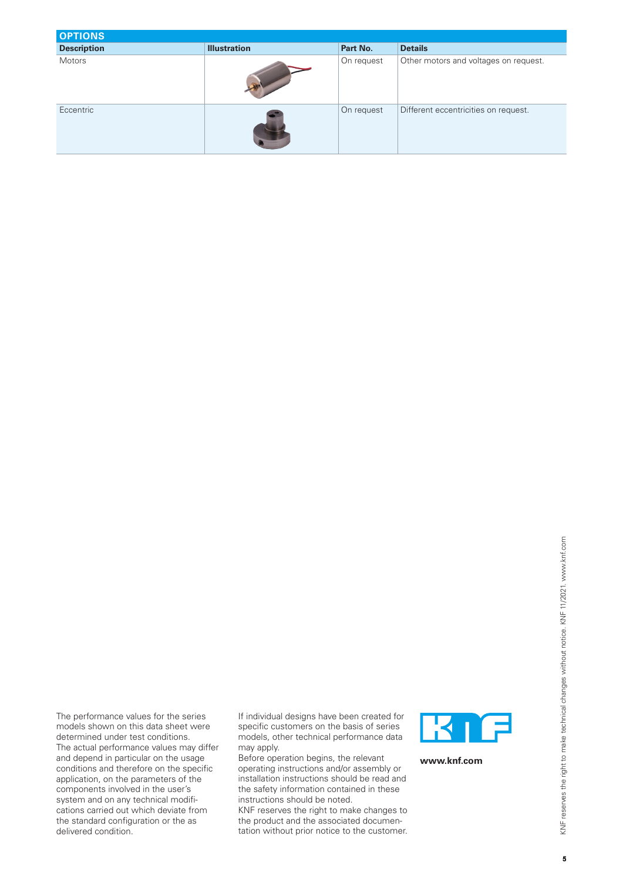## OPTIONS

| Description | Illustration | Part No. | Details |
|---|---|---|---|
| Motors | | On request | Other motors and voltages on request. |
| Eccentric | | On request | Different eccentricities on request. |

The performance values for the series models shown on this data sheet were determined under test conditions. The actual performance values may differ and depend in particular on the usage conditions and therefore on the specific application, on the parameters of the components involved in the user's system and on any technical modifications carried out which deviate from the standard configuration or the as delivered condition.

If individual designs have been created for specific customers on the basis of series models, other technical performance data may apply.
Before operation begins, the relevant operating instructions and/or assembly or installation instructions should be read and the safety information contained in these instructions should be noted.
KNF reserves the right to make changes to the product and the associated documentation without prior notice to the customer.

**www.knf.com**

KNF reserves the right to make technical changes without notice. KNF 11/2021. www.knf.com